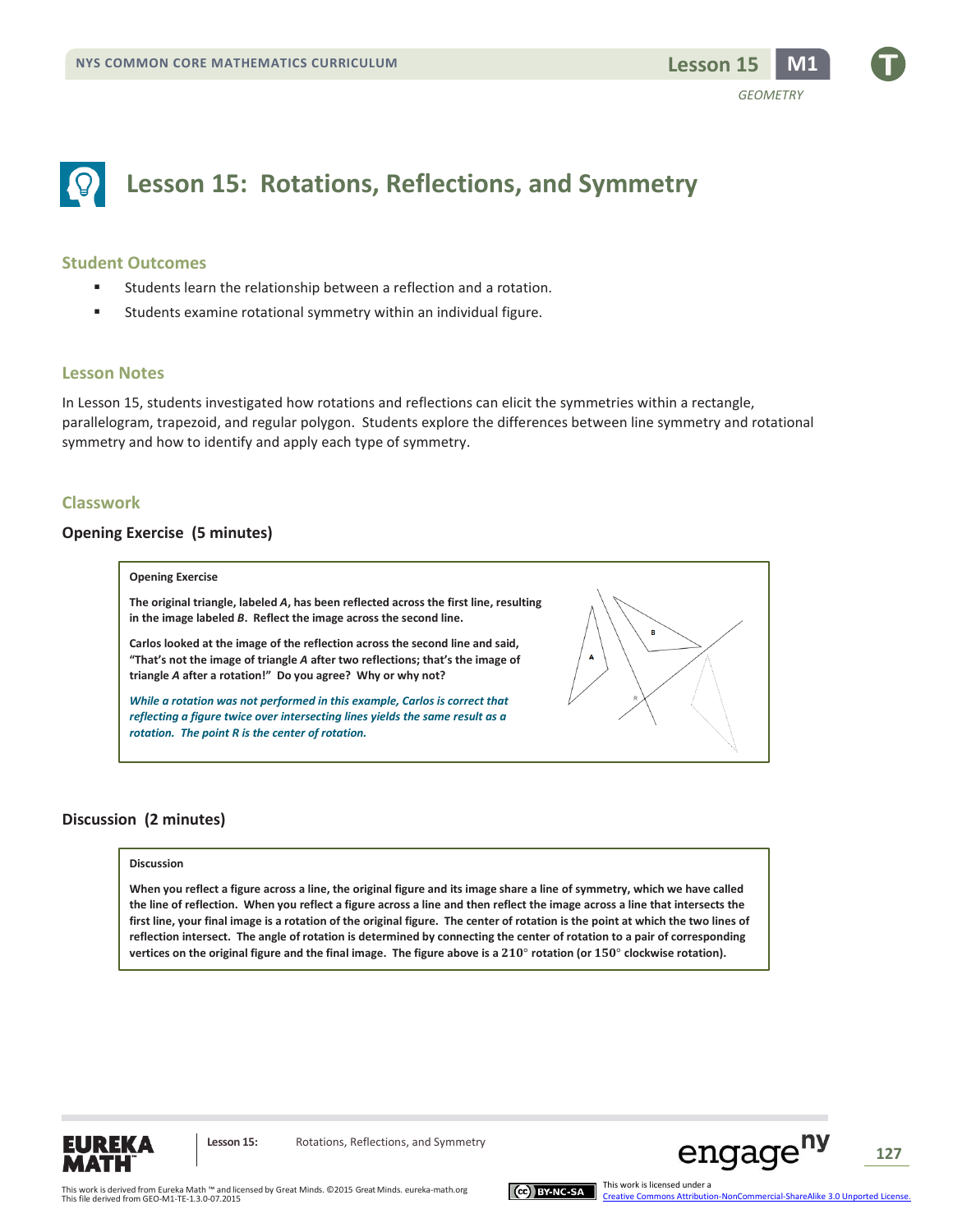# Lesson 15: Rotations, Reflections, and Symmetry

## Student Outcomes

- Students learn the relationship between a reflection and a rotation.
- Students examine rotational symmetry within an individual figure.

## Lesson Notes

In Lesson 15, students investigated how rotations and reflections can elicit the symmetries within a rectangle, parallelogram, trapezoid, and regular polygon. Students explore the differences between line symmetry and rotational symmetry and how to identify and apply each type of symmetry.

## Classwork

### Opening Exercise (5 minutes)

**Opening Exercise**

**The original triangle, labeled *A*, has been reflected across the first line, resulting in the image labeled *B*. Reflect the image across the second line.**

**Carlos looked at the image of the reflection across the second line and said, "That's not the image of triangle *A* after two reflections; that's the image of triangle *A* after a rotation!" Do you agree? Why or why not?**

***While a rotation was not performed in this example, Carlos is correct that reflecting a figure twice over intersecting lines yields the same result as a rotation. The point R is the center of rotation.***

### Discussion (2 minutes)

**Discussion**

**When you reflect a figure across a line, the original figure and its image share a line of symmetry, which we have called the line of reflection. When you reflect a figure across a line and then reflect the image across a line that intersects the first line, your final image is a rotation of the original figure. The center of rotation is the point at which the two lines of reflection intersect. The angle of rotation is determined by connecting the center of rotation to a pair of corresponding vertices on the original figure and the final image. The figure above is a $210°$ rotation (or $150°$ clockwise rotation).**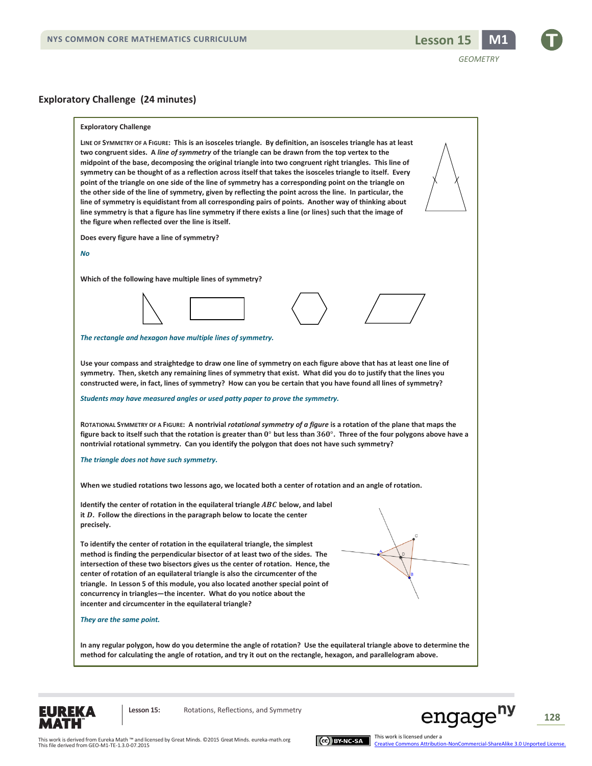## Exploratory Challenge (24 minutes)

**Exploratory Challenge**

**LINE OF SYMMETRY OF A FIGURE: This is an isosceles triangle. By definition, an isosceles triangle has at least two congruent sides. A *line of symmetry* of the triangle can be drawn from the top vertex to the midpoint of the base, decomposing the original triangle into two congruent right triangles. This line of symmetry can be thought of as a reflection across itself that takes the isosceles triangle to itself. Every point of the triangle on one side of the line of symmetry has a corresponding point on the triangle on the other side of the line of symmetry, given by reflecting the point across the line. In particular, the line of symmetry is equidistant from all corresponding pairs of points. Another way of thinking about line symmetry is that a figure has line symmetry if there exists a line (or lines) such that the image of the figure when reflected over the line is itself.**

**Does every figure have a line of symmetry?**

*No*

**Which of the following have multiple lines of symmetry?**

*The rectangle and hexagon have multiple lines of symmetry.*

**Use your compass and straightedge to draw one line of symmetry on each figure above that has at least one line of symmetry. Then, sketch any remaining lines of symmetry that exist. What did you do to justify that the lines you constructed were, in fact, lines of symmetry? How can you be certain that you have found all lines of symmetry?**

*Students may have measured angles or used patty paper to prove the symmetry.*

**ROTATIONAL SYMMETRY OF A FIGURE: A nontrivial *rotational symmetry of a figure* is a rotation of the plane that maps the figure back to itself such that the rotation is greater than $0°$ but less than $360°$. Three of the four polygons above have a nontrivial rotational symmetry. Can you identify the polygon that does not have such symmetry?**

*The triangle does not have such symmetry.*

**When we studied rotations two lessons ago, we located both a center of rotation and an angle of rotation.**

**Identify the center of rotation in the equilateral triangle $ABC$ below, and label it $D$. Follow the directions in the paragraph below to locate the center precisely.**

**To identify the center of rotation in the equilateral triangle, the simplest method is finding the perpendicular bisector of at least two of the sides. The intersection of these two bisectors gives us the center of rotation. Hence, the center of rotation of an equilateral triangle is also the circumcenter of the triangle. In Lesson 5 of this module, you also located another special point of concurrency in triangles—the incenter. What do you notice about the incenter and circumcenter in the equilateral triangle?**

*They are the same point.*

**In any regular polygon, how do you determine the angle of rotation? Use the equilateral triangle above to determine the method for calculating the angle of rotation, and try it out on the rectangle, hexagon, and parallelogram above.**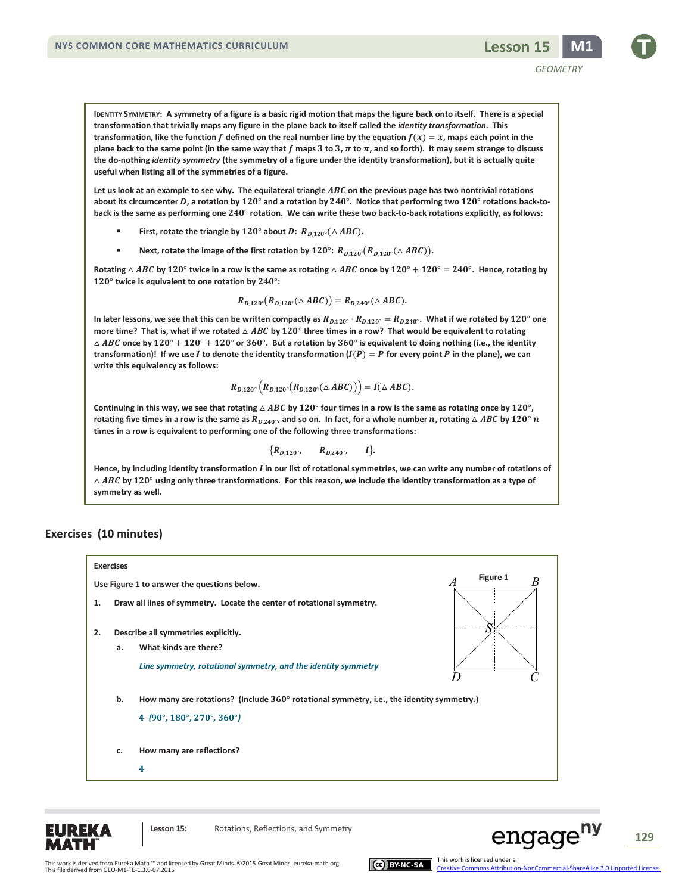**IDENTITY SYMMETRY: A symmetry of a figure is a basic rigid motion that maps the figure back onto itself. There is a special transformation that trivially maps any figure in the plane back to itself called the *identity transformation*. This transformation, like the function $f$ defined on the real number line by the equation $f(x) = x$, maps each point in the plane back to the same point (in the same way that $f$ maps 3 to 3, $\pi$ to $\pi$, and so forth). It may seem strange to discuss the do-nothing *identity symmetry* (the symmetry of a figure under the identity transformation), but it is actually quite useful when listing all of the symmetries of a figure.**

**Let us look at an example to see why. The equilateral triangle $ABC$ on the previous page has two nontrivial rotations about its circumcenter $D$, a rotation by $120°$ and a rotation by $240°$. Notice that performing two $120°$ rotations back-to-back is the same as performing one $240°$ rotation. We can write these two back-to-back rotations explicitly, as follows:**

- **First, rotate the triangle by $120°$ about $D$: $R_{D,120°}(\triangle ABC)$.**
- **Next, rotate the image of the first rotation by $120°$: $R_{D,120°}(R_{D,120°}(\triangle ABC))$.**

**Rotating $\triangle ABC$ by $120°$ twice in a row is the same as rotating $\triangle ABC$ once by $120° + 120° = 240°$. Hence, rotating by $120°$ twice is equivalent to one rotation by $240°$:**

$$R_{D,120°}(R_{D,120°}(\triangle ABC)) = R_{D,240°}(\triangle ABC).$$

**In later lessons, we see that this can be written compactly as $R_{D,120°} \cdot R_{D,120°} = R_{D,240°}$. What if we rotated by $120°$ one more time? That is, what if we rotated $\triangle ABC$ by $120°$ three times in a row? That would be equivalent to rotating $\triangle ABC$ once by $120° + 120° + 120°$ or $360°$. But a rotation by $360°$ is equivalent to doing nothing (i.e., the identity transformation)! If we use $I$ to denote the identity transformation ($I(P) = P$ for every point $P$ in the plane), we can write this equivalency as follows:**

$$R_{D,120°}\left(R_{D,120°}(R_{D,120°}(\triangle ABC))\right) = I(\triangle ABC).$$

**Continuing in this way, we see that rotating $\triangle ABC$ by $120°$ four times in a row is the same as rotating once by $120°$, rotating five times in a row is the same as $R_{D,240°}$, and so on. In fact, for a whole number $n$, rotating $\triangle ABC$ by $120°$ $n$ times in a row is equivalent to performing one of the following three transformations:**

$$\{R_{D,120°}, \quad R_{D,240°}, \quad I\}.$$

**Hence, by including identity transformation $I$ in our list of rotational symmetries, we can write any number of rotations of $\triangle ABC$ by $120°$ using only three transformations. For this reason, we include the identity transformation as a type of symmetry as well.**

## Exercises (10 minutes)

**Exercises**

**Use Figure 1 to answer the questions below.**

**Figure 1**

1. **Draw all lines of symmetry. Locate the center of rotational symmetry.**

2. **Describe all symmetries explicitly.**

   a. **What kinds are there?**

      *Line symmetry, rotational symmetry, and the identity symmetry*

   b. **How many are rotations? (Include $360°$ rotational symmetry, i.e., the identity symmetry.)**

      4 *($90°$, $180°$, $270°$, $360°$)*

   c. **How many are reflections?**

      4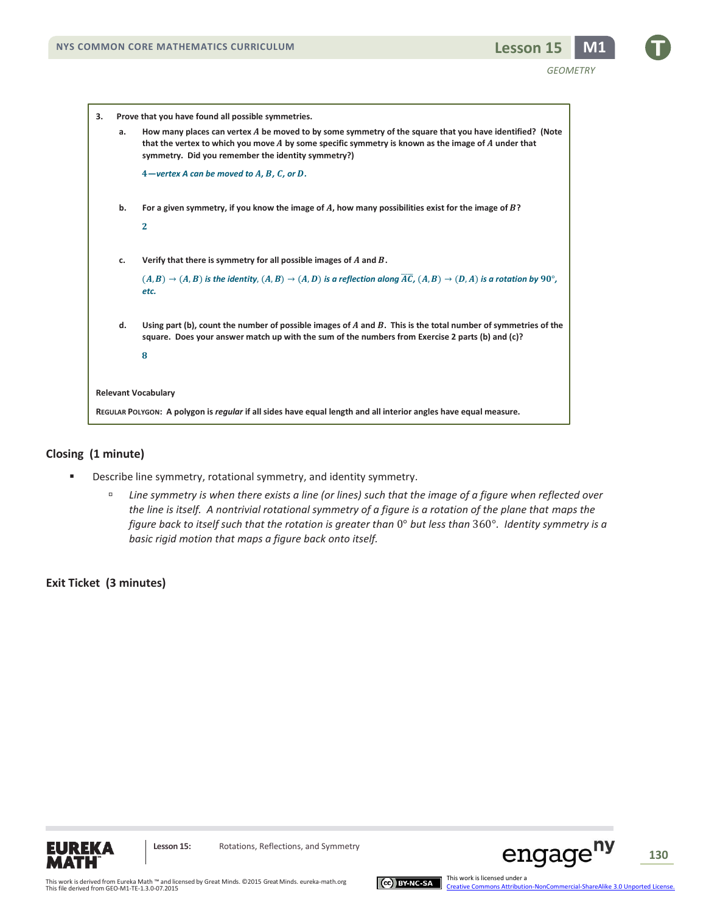3. **Prove that you have found all possible symmetries.**

   a. **How many places can vertex $A$ be moved to by some symmetry of the square that you have identified? (Note that the vertex to which you move $A$ by some specific symmetry is known as the image of $A$ under that symmetry. Did you remember the identity symmetry?)**

      *$4$—vertex A can be moved to $A$, $B$, $C$, or $D$.*

   b. **For a given symmetry, if you know the image of $A$, how many possibilities exist for the image of $B$?**

      $2$

   c. **Verify that there is symmetry for all possible images of $A$ and $B$.**

      *$(A, B) \rightarrow (A, B)$ is the identity, $(A, B) \rightarrow (A, D)$ is a reflection along $\overline{AC}$, $(A, B) \rightarrow (D, A)$ is a rotation by $90°$, etc.*

   d. **Using part (b), count the number of possible images of $A$ and $B$. This is the total number of symmetries of the square. Does your answer match up with the sum of the numbers from Exercise 2 parts (b) and (c)?**

      $8$

**Relevant Vocabulary**

**REGULAR POLYGON: A polygon is *regular* if all sides have equal length and all interior angles have equal measure.**

## Closing (1 minute)

- Describe line symmetry, rotational symmetry, and identity symmetry.
  - *Line symmetry is when there exists a line (or lines) such that the image of a figure when reflected over the line is itself. A nontrivial rotational symmetry of a figure is a rotation of the plane that maps the figure back to itself such that the rotation is greater than $0°$ but less than $360°$. Identity symmetry is a basic rigid motion that maps a figure back onto itself.*

## Exit Ticket (3 minutes)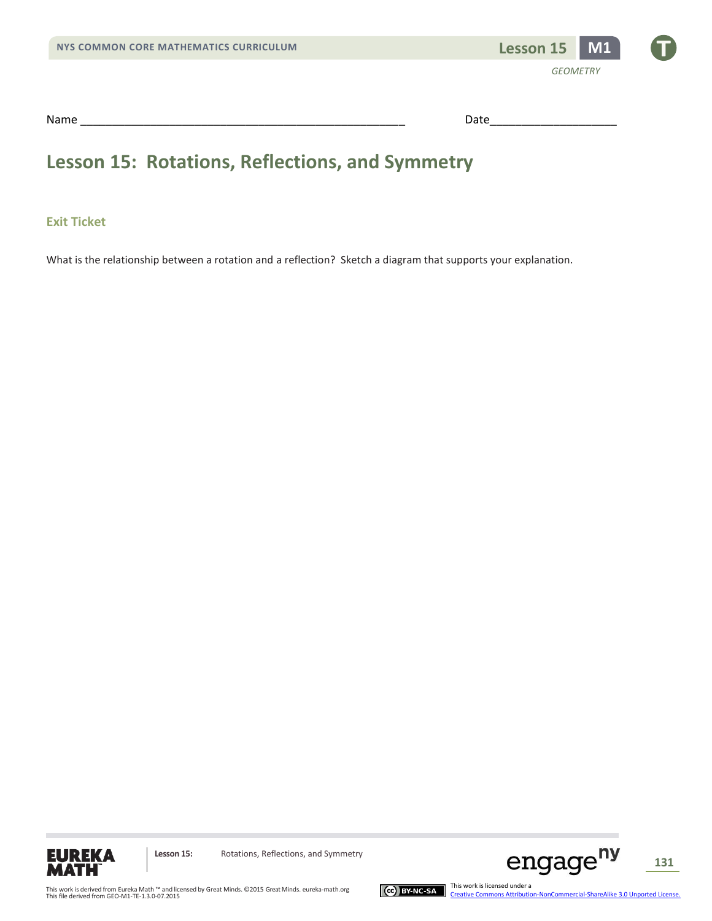Name ___________________________________________________ Date____________________

# Lesson 15: Rotations, Reflections, and Symmetry

### Exit Ticket

What is the relationship between a rotation and a reflection? Sketch a diagram that supports your explanation.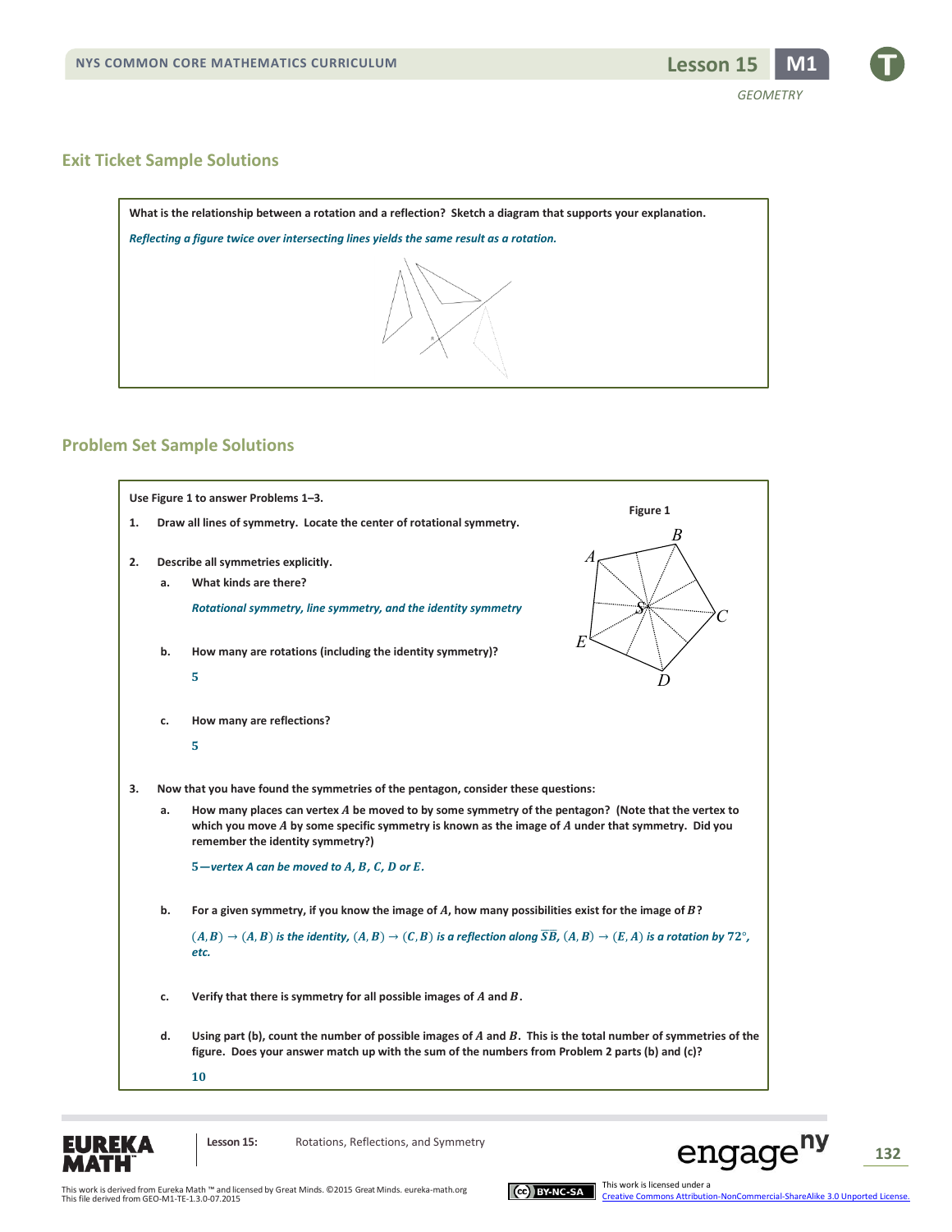## Exit Ticket Sample Solutions

**What is the relationship between a rotation and a reflection? Sketch a diagram that supports your explanation.**

*Reflecting a figure twice over intersecting lines yields the same result as a rotation.*

## Problem Set Sample Solutions

**Use Figure 1 to answer Problems 1–3.**

Figure 1

1. **Draw all lines of symmetry. Locate the center of rotational symmetry.**

2. **Describe all symmetries explicitly.**

   a. **What kinds are there?**

      *Rotational symmetry, line symmetry, and the identity symmetry*

   b. **How many are rotations (including the identity symmetry)?**

      $5$

   c. **How many are reflections?**

      $5$

3. **Now that you have found the symmetries of the pentagon, consider these questions:**

   a. **How many places can vertex $A$ be moved to by some symmetry of the pentagon? (Note that the vertex to which you move $A$ by some specific symmetry is known as the image of $A$ under that symmetry. Did you remember the identity symmetry?)**

      $5$—*vertex A can be moved to* $A$, $B$, $C$, $D$ *or* $E$.

   b. **For a given symmetry, if you know the image of $A$, how many possibilities exist for the image of $B$?**

      $(A, B) \rightarrow (A, B)$ *is the identity,* $(A, B) \rightarrow (C, B)$ *is a reflection along* $\overline{SB}$, $(A, B) \rightarrow (E, A)$ *is a rotation by* $72°$, *etc.*

   c. **Verify that there is symmetry for all possible images of $A$ and $B$.**

   d. **Using part (b), count the number of possible images of $A$ and $B$. This is the total number of symmetries of the figure. Does your answer match up with the sum of the numbers from Problem 2 parts (b) and (c)?**

      $10$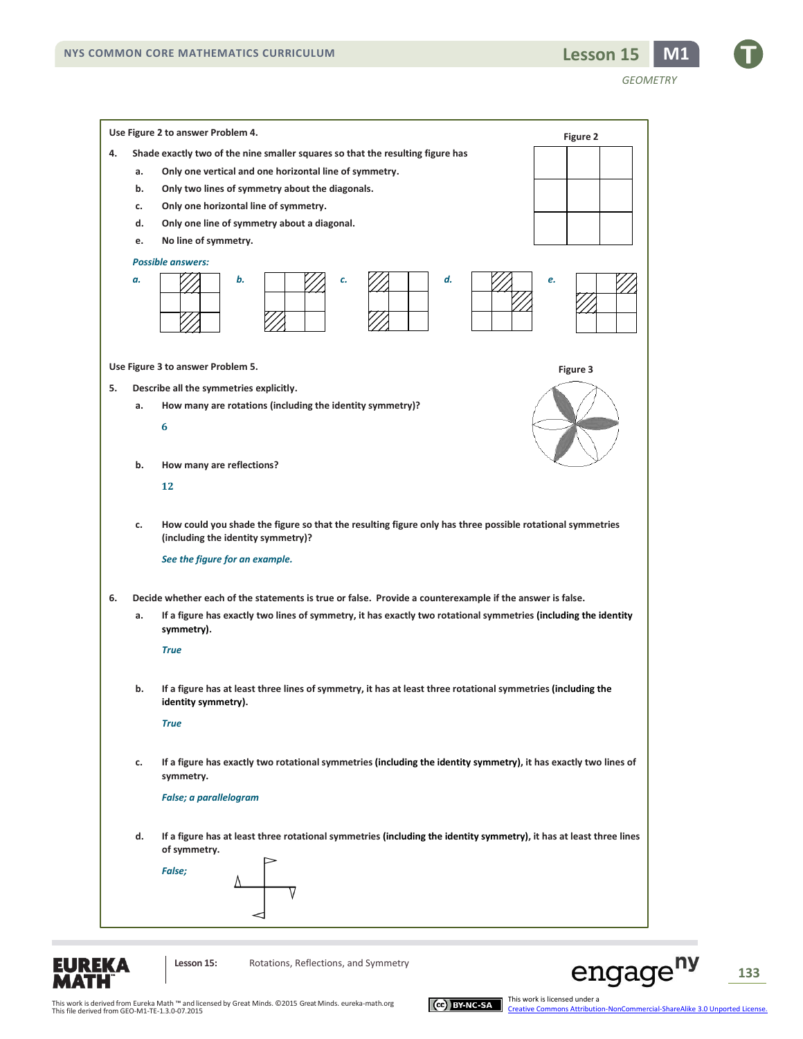Use Figure 2 to answer Problem 4.

Figure 2

4. Shade exactly two of the nine smaller squares so that the resulting figure has
   a. Only one vertical and one horizontal line of symmetry.
   b. Only two lines of symmetry about the diagonals.
   c. Only one horizontal line of symmetry.
   d. Only one line of symmetry about a diagonal.
   e. No line of symmetry.

*Possible answers:*

*a.* *b.* *c.* *d.* *e.*

Use Figure 3 to answer Problem 5.

Figure 3

5. Describe all the symmetries explicitly.
   a. How many are rotations (including the identity symmetry)?

      6

   b. How many are reflections?

      12

   c. How could you shade the figure so that the resulting figure only has three possible rotational symmetries (including the identity symmetry)?

      *See the figure for an example.*

6. Decide whether each of the statements is true or false. Provide a counterexample if the answer is false.
   a. If a figure has exactly two lines of symmetry, it has exactly two rotational symmetries (including the identity symmetry).

      *True*

   b. If a figure has at least three lines of symmetry, it has at least three rotational symmetries (including the identity symmetry).

      *True*

   c. If a figure has exactly two rotational symmetries (including the identity symmetry), it has exactly two lines of symmetry.

      *False; a parallelogram*

   d. If a figure has at least three rotational symmetries (including the identity symmetry), it has at least three lines of symmetry.

      *False;*